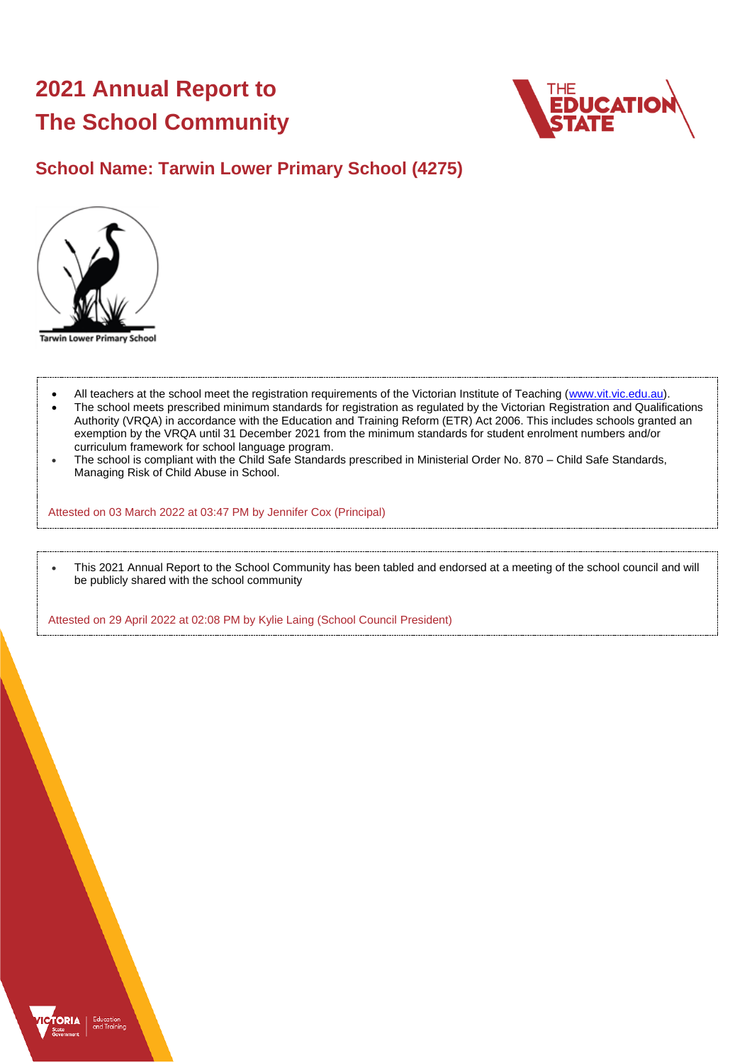# 2021 Annual Report to The School Community

## School Name: Tarwin Lower Primary School (4275)

- All teachers at the school meet the registration requirements of the Victorian Institute of Teaching (www.vit.vic.edu.au).
- The school meets prescribed minimum standards for registration as regulated by the Victorian Registration and Qualifications Authority (VRQA) in accordance with the Education and Training Reform (ETR) Act 2006. This includes schools granted an exemption by the VRQA until 31 December 2021 from the minimum standards for student enrolment numbers and/or curriculum framework for school language program.
- The school is compliant with the Child Safe Standards prescribed in Ministerial Order No. 870 – Child Safe Standards, Managing Risk of Child Abuse in School.

Attested on 03 March 2022 at 03:47 PM by Jennifer Cox (Principal)

- This 2021 Annual Report to the School Community has been tabled and endorsed at a meeting of the school council and will be publicly shared with the school community

Attested on 29 April 2022 at 02:08 PM by Kylie Laing (School Council President)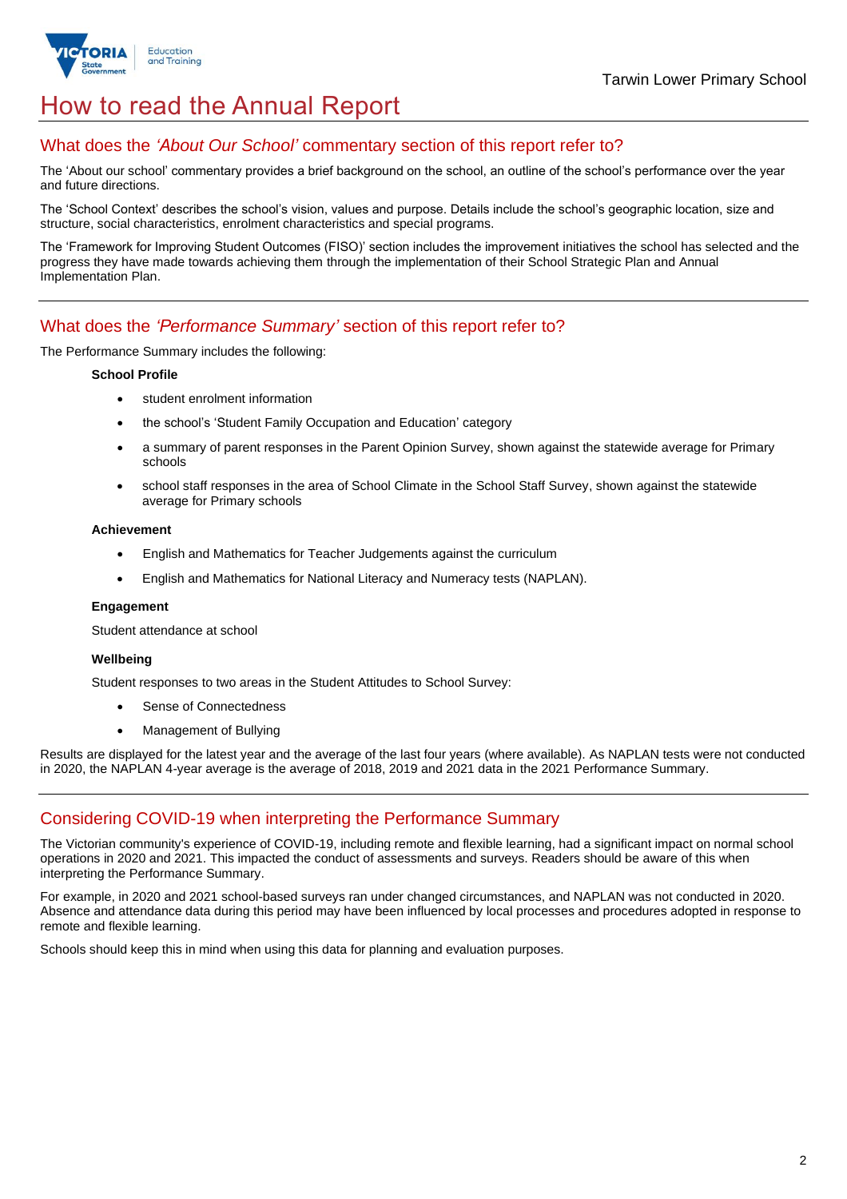# How to read the Annual Report

## What does the *'About Our School'* commentary section of this report refer to?

The 'About our school' commentary provides a brief background on the school, an outline of the school's performance over the year and future directions.

The 'School Context' describes the school's vision, values and purpose. Details include the school's geographic location, size and structure, social characteristics, enrolment characteristics and special programs.

The 'Framework for Improving Student Outcomes (FISO)' section includes the improvement initiatives the school has selected and the progress they have made towards achieving them through the implementation of their School Strategic Plan and Annual Implementation Plan.

## What does the *'Performance Summary'* section of this report refer to?

The Performance Summary includes the following:

**School Profile**

- student enrolment information
- the school's 'Student Family Occupation and Education' category
- a summary of parent responses in the Parent Opinion Survey, shown against the statewide average for Primary schools
- school staff responses in the area of School Climate in the School Staff Survey, shown against the statewide average for Primary schools

**Achievement**

- English and Mathematics for Teacher Judgements against the curriculum
- English and Mathematics for National Literacy and Numeracy tests (NAPLAN).

**Engagement**

Student attendance at school

**Wellbeing**

Student responses to two areas in the Student Attitudes to School Survey:

- Sense of Connectedness
- Management of Bullying

Results are displayed for the latest year and the average of the last four years (where available). As NAPLAN tests were not conducted in 2020, the NAPLAN 4-year average is the average of 2018, 2019 and 2021 data in the 2021 Performance Summary.

## Considering COVID-19 when interpreting the Performance Summary

The Victorian community's experience of COVID-19, including remote and flexible learning, had a significant impact on normal school operations in 2020 and 2021. This impacted the conduct of assessments and surveys. Readers should be aware of this when interpreting the Performance Summary.

For example, in 2020 and 2021 school-based surveys ran under changed circumstances, and NAPLAN was not conducted in 2020. Absence and attendance data during this period may have been influenced by local processes and procedures adopted in response to remote and flexible learning.

Schools should keep this in mind when using this data for planning and evaluation purposes.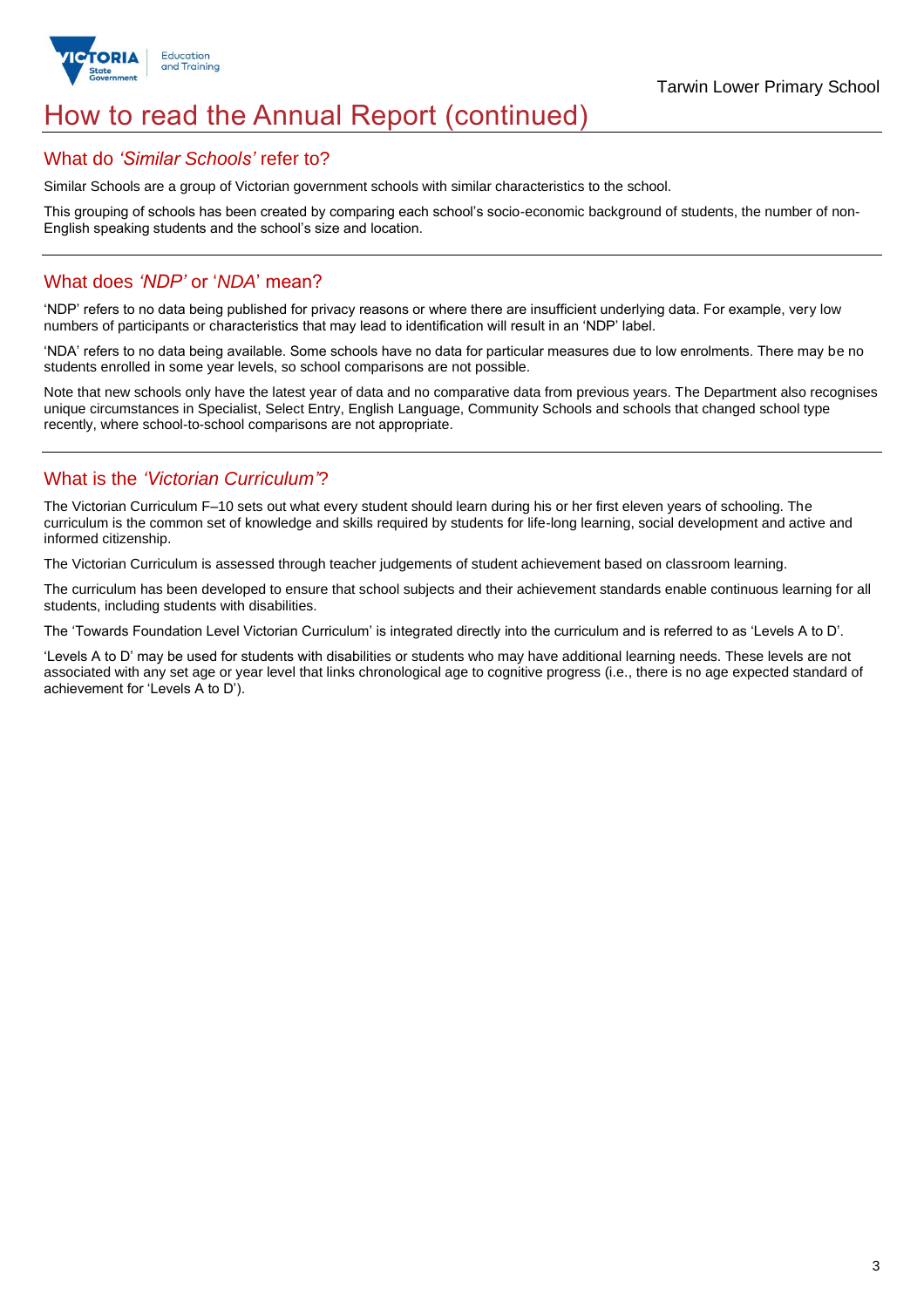# How to read the Annual Report (continued)

## What do *'Similar Schools'* refer to?

Similar Schools are a group of Victorian government schools with similar characteristics to the school.

This grouping of schools has been created by comparing each school's socio-economic background of students, the number of non-English speaking students and the school's size and location.

## What does *'NDP'* or '*NDA*' mean?

'NDP' refers to no data being published for privacy reasons or where there are insufficient underlying data. For example, very low numbers of participants or characteristics that may lead to identification will result in an 'NDP' label.

'NDA' refers to no data being available. Some schools have no data for particular measures due to low enrolments. There may be no students enrolled in some year levels, so school comparisons are not possible.

Note that new schools only have the latest year of data and no comparative data from previous years. The Department also recognises unique circumstances in Specialist, Select Entry, English Language, Community Schools and schools that changed school type recently, where school-to-school comparisons are not appropriate.

## What is the *'Victorian Curriculum'*?

The Victorian Curriculum F–10 sets out what every student should learn during his or her first eleven years of schooling. The curriculum is the common set of knowledge and skills required by students for life-long learning, social development and active and informed citizenship.

The Victorian Curriculum is assessed through teacher judgements of student achievement based on classroom learning.

The curriculum has been developed to ensure that school subjects and their achievement standards enable continuous learning for all students, including students with disabilities.

The 'Towards Foundation Level Victorian Curriculum' is integrated directly into the curriculum and is referred to as 'Levels A to D'.

'Levels A to D' may be used for students with disabilities or students who may have additional learning needs. These levels are not associated with any set age or year level that links chronological age to cognitive progress (i.e., there is no age expected standard of achievement for 'Levels A to D').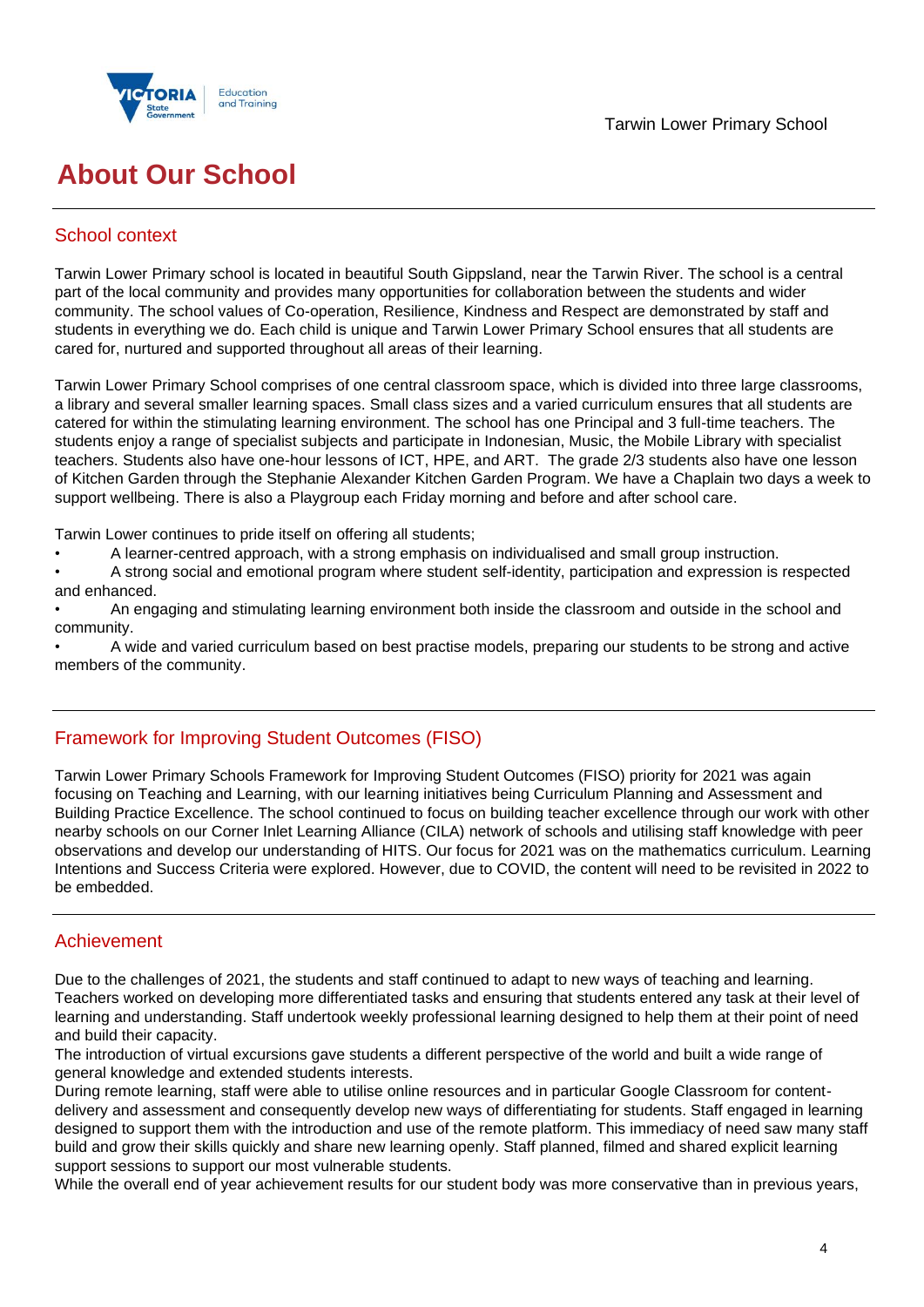# About Our School

## School context

Tarwin Lower Primary school is located in beautiful South Gippsland, near the Tarwin River. The school is a central part of the local community and provides many opportunities for collaboration between the students and wider community. The school values of Co-operation, Resilience, Kindness and Respect are demonstrated by staff and students in everything we do. Each child is unique and Tarwin Lower Primary School ensures that all students are cared for, nurtured and supported throughout all areas of their learning.

Tarwin Lower Primary School comprises of one central classroom space, which is divided into three large classrooms, a library and several smaller learning spaces. Small class sizes and a varied curriculum ensures that all students are catered for within the stimulating learning environment. The school has one Principal and 3 full-time teachers. The students enjoy a range of specialist subjects and participate in Indonesian, Music, the Mobile Library with specialist teachers. Students also have one-hour lessons of ICT, HPE, and ART. The grade 2/3 students also have one lesson of Kitchen Garden through the Stephanie Alexander Kitchen Garden Program. We have a Chaplain two days a week to support wellbeing. There is also a Playgroup each Friday morning and before and after school care.

Tarwin Lower continues to pride itself on offering all students;

- A learner-centred approach, with a strong emphasis on individualised and small group instruction.
- A strong social and emotional program where student self-identity, participation and expression is respected and enhanced.
- An engaging and stimulating learning environment both inside the classroom and outside in the school and community.
- A wide and varied curriculum based on best practise models, preparing our students to be strong and active members of the community.

## Framework for Improving Student Outcomes (FISO)

Tarwin Lower Primary Schools Framework for Improving Student Outcomes (FISO) priority for 2021 was again focusing on Teaching and Learning, with our learning initiatives being Curriculum Planning and Assessment and Building Practice Excellence. The school continued to focus on building teacher excellence through our work with other nearby schools on our Corner Inlet Learning Alliance (CILA) network of schools and utilising staff knowledge with peer observations and develop our understanding of HITS. Our focus for 2021 was on the mathematics curriculum. Learning Intentions and Success Criteria were explored. However, due to COVID, the content will need to be revisited in 2022 to be embedded.

## Achievement

Due to the challenges of 2021, the students and staff continued to adapt to new ways of teaching and learning. Teachers worked on developing more differentiated tasks and ensuring that students entered any task at their level of learning and understanding. Staff undertook weekly professional learning designed to help them at their point of need and build their capacity.

The introduction of virtual excursions gave students a different perspective of the world and built a wide range of general knowledge and extended students interests.

During remote learning, staff were able to utilise online resources and in particular Google Classroom for content-delivery and assessment and consequently develop new ways of differentiating for students. Staff engaged in learning designed to support them with the introduction and use of the remote platform. This immediacy of need saw many staff build and grow their skills quickly and share new learning openly. Staff planned, filmed and shared explicit learning support sessions to support our most vulnerable students.

While the overall end of year achievement results for our student body was more conservative than in previous years,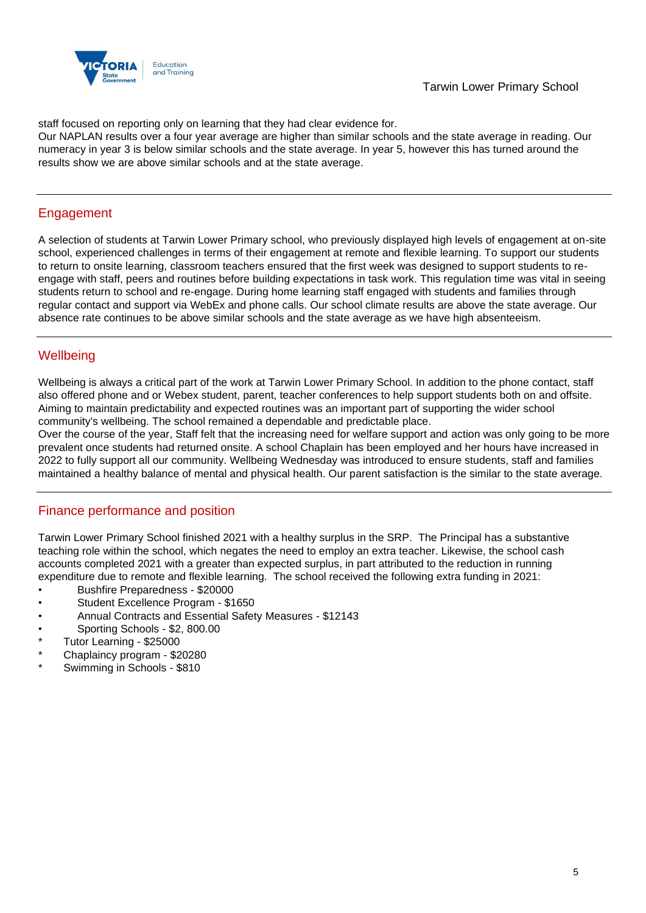staff focused on reporting only on learning that they had clear evidence for.
Our NAPLAN results over a four year average are higher than similar schools and the state average in reading. Our numeracy in year 3 is below similar schools and the state average. In year 5, however this has turned around the results show we are above similar schools and at the state average.

## Engagement

A selection of students at Tarwin Lower Primary school, who previously displayed high levels of engagement at on-site school, experienced challenges in terms of their engagement at remote and flexible learning. To support our students to return to onsite learning, classroom teachers ensured that the first week was designed to support students to re-engage with staff, peers and routines before building expectations in task work. This regulation time was vital in seeing students return to school and re-engage. During home learning staff engaged with students and families through regular contact and support via WebEx and phone calls. Our school climate results are above the state average. Our absence rate continues to be above similar schools and the state average as we have high absenteeism.

## Wellbeing

Wellbeing is always a critical part of the work at Tarwin Lower Primary School. In addition to the phone contact, staff also offered phone and or Webex student, parent, teacher conferences to help support students both on and offsite. Aiming to maintain predictability and expected routines was an important part of supporting the wider school community's wellbeing. The school remained a dependable and predictable place.
Over the course of the year, Staff felt that the increasing need for welfare support and action was only going to be more prevalent once students had returned onsite. A school Chaplain has been employed and her hours have increased in 2022 to fully support all our community. Wellbeing Wednesday was introduced to ensure students, staff and families maintained a healthy balance of mental and physical health. Our parent satisfaction is the similar to the state average.

## Finance performance and position

Tarwin Lower Primary School finished 2021 with a healthy surplus in the SRP. The Principal has a substantive teaching role within the school, which negates the need to employ an extra teacher. Likewise, the school cash accounts completed 2021 with a greater than expected surplus, in part attributed to the reduction in running expenditure due to remote and flexible learning. The school received the following extra funding in 2021:

- Bushfire Preparedness - $20000
- Student Excellence Program - $1650
- Annual Contracts and Essential Safety Measures - $12143
- Sporting Schools - $2, 800.00
- Tutor Learning - $25000
- Chaplaincy program - $20280
- Swimming in Schools - $810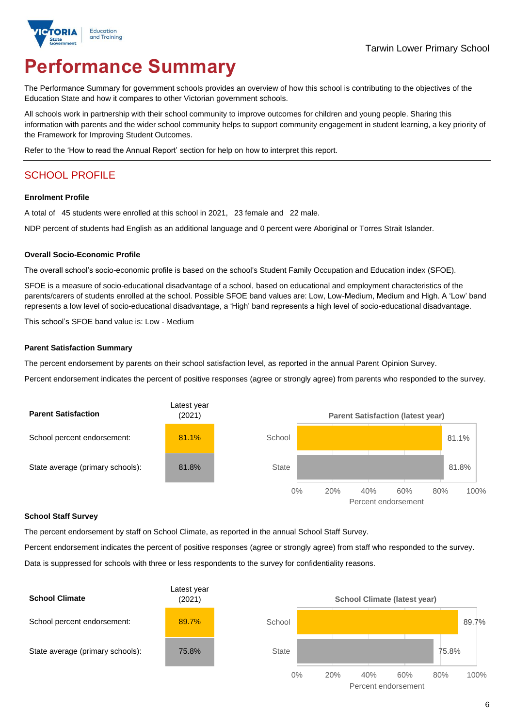Tarwin Lower Primary School

# Performance Summary

The Performance Summary for government schools provides an overview of how this school is contributing to the objectives of the Education State and how it compares to other Victorian government schools.

All schools work in partnership with their school community to improve outcomes for children and young people. Sharing this information with parents and the wider school community helps to support community engagement in student learning, a key priority of the Framework for Improving Student Outcomes.

Refer to the 'How to read the Annual Report' section for help on how to interpret this report.

## SCHOOL PROFILE

### Enrolment Profile

A total of 45 students were enrolled at this school in 2021, 23 female and 22 male.

NDP percent of students had English as an additional language and 0 percent were Aboriginal or Torres Strait Islander.

### Overall Socio-Economic Profile

The overall school's socio-economic profile is based on the school's Student Family Occupation and Education index (SFOE).

SFOE is a measure of socio-educational disadvantage of a school, based on educational and employment characteristics of the parents/carers of students enrolled at the school. Possible SFOE band values are: Low, Low-Medium, Medium and High. A 'Low' band represents a low level of socio-educational disadvantage, a 'High' band represents a high level of socio-educational disadvantage.

This school's SFOE band value is: Low - Medium

### Parent Satisfaction Summary

The percent endorsement by parents on their school satisfaction level, as reported in the annual Parent Opinion Survey.

Percent endorsement indicates the percent of positive responses (agree or strongly agree) from parents who responded to the survey.

| Parent Satisfaction | Latest year (2021) |
|---|---|
| School percent endorsement: | 81.1% |
| State average (primary schools): | 81.8% |

Parent Satisfaction (latest year)

| | Percent endorsement |
|---|---|
| School | 81.1% |
| State | 81.8% |

### School Staff Survey

The percent endorsement by staff on School Climate, as reported in the annual School Staff Survey.

Percent endorsement indicates the percent of positive responses (agree or strongly agree) from staff who responded to the survey.

Data is suppressed for schools with three or less respondents to the survey for confidentiality reasons.

| School Climate | Latest year (2021) |
|---|---|
| School percent endorsement: | 89.7% |
| State average (primary schools): | 75.8% |

School Climate (latest year)

| | Percent endorsement |
|---|---|
| School | 89.7% |
| State | 75.8% |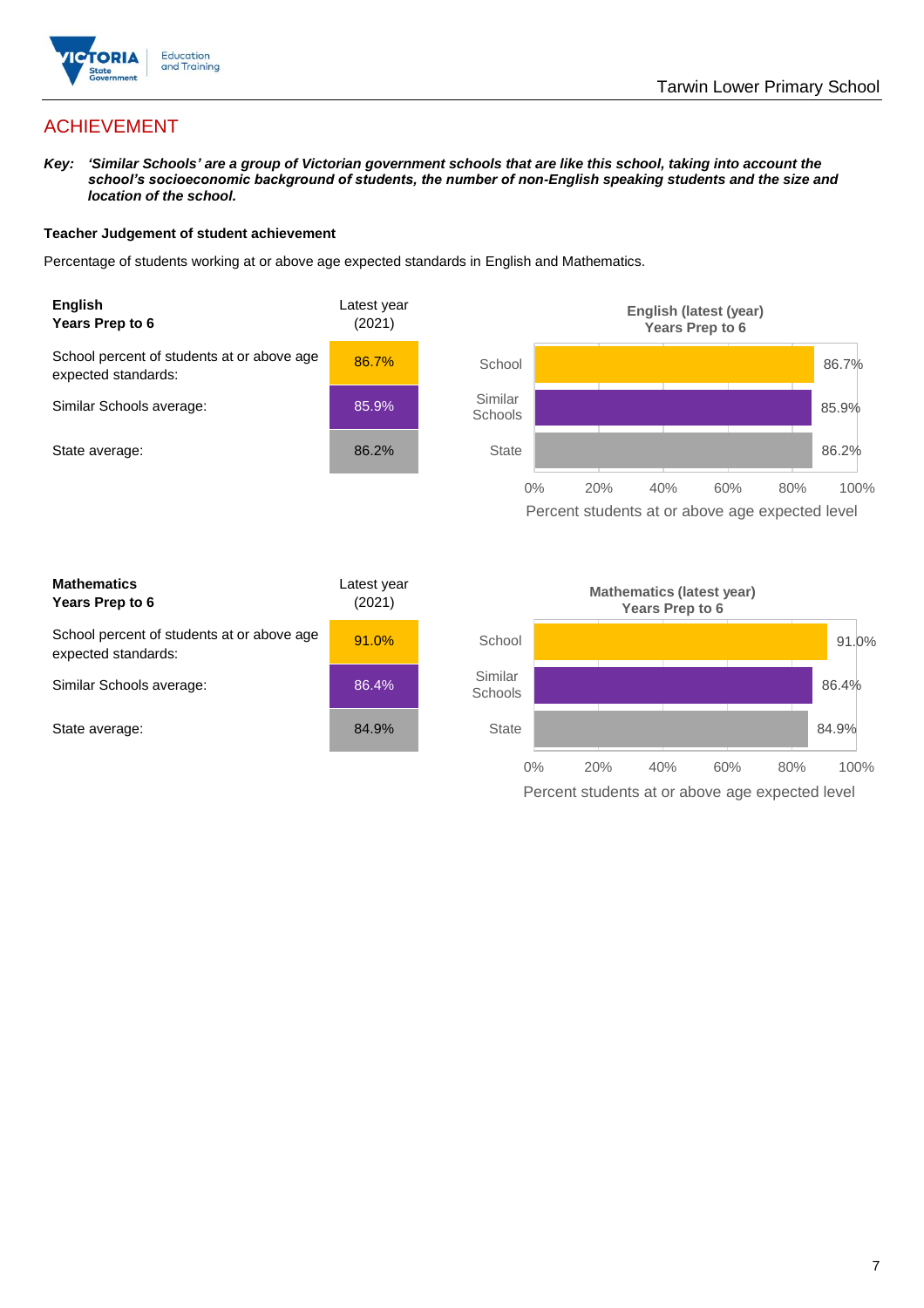# ACHIEVEMENT

***Key:*** ***'Similar Schools' are a group of Victorian government schools that are like this school, taking into account the school's socioeconomic background of students, the number of non-English speaking students and the size and location of the school.***

**Teacher Judgement of student achievement**

Percentage of students working at or above age expected standards in English and Mathematics.

| **English Years Prep to 6** | Latest year (2021) |
|---|---|
| School percent of students at or above age expected standards: | 86.7% |
| Similar Schools average: | 85.9% |
| State average: | 86.2% |

**English (latest (year) Years Prep to 6**

| | Percent students at or above age expected level |
|---|---|
| School | 86.7% |
| Similar Schools | 85.9% |
| State | 86.2% |

| **Mathematics Years Prep to 6** | Latest year (2021) |
|---|---|
| School percent of students at or above age expected standards: | 91.0% |
| Similar Schools average: | 86.4% |
| State average: | 84.9% |

**Mathematics (latest year) Years Prep to 6**

| | Percent students at or above age expected level |
|---|---|
| School | 91.0% |
| Similar Schools | 86.4% |
| State | 84.9% |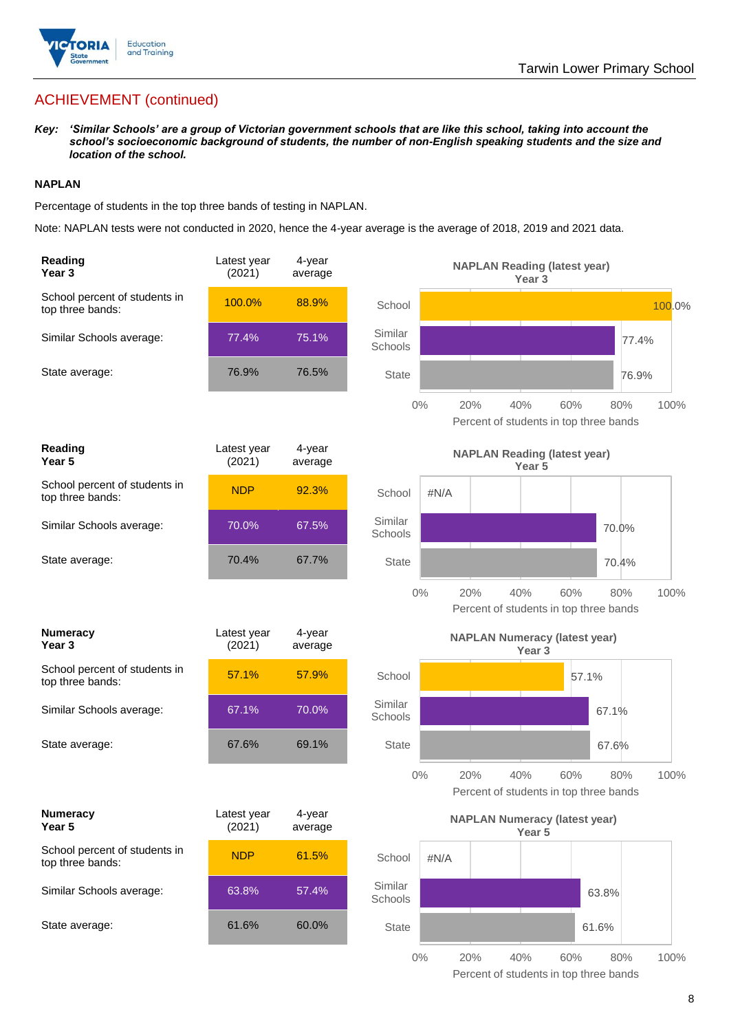## ACHIEVEMENT (continued)

***Key:*** ***'Similar Schools' are a group of Victorian government schools that are like this school, taking into account the school's socioeconomic background of students, the number of non-English speaking students and the size and location of the school.***

### NAPLAN

Percentage of students in the top three bands of testing in NAPLAN.

Note: NAPLAN tests were not conducted in 2020, hence the 4-year average is the average of 2018, 2019 and 2021 data.

| Reading Year 3 | Latest year (2021) | 4-year average |
|---|---|---|
| School percent of students in top three bands: | 100.0% | 88.9% |
| Similar Schools average: | 77.4% | 75.1% |
| State average: | 76.9% | 76.5% |

**NAPLAN Reading (latest year) Year 3**

| | Percent of students in top three bands |
|---|---|
| School | 100.0% |
| Similar Schools | 77.4% |
| State | 76.9% |

| Reading Year 5 | Latest year (2021) | 4-year average |
|---|---|---|
| School percent of students in top three bands: | NDP | 92.3% |
| Similar Schools average: | 70.0% | 67.5% |
| State average: | 70.4% | 67.7% |

**NAPLAN Reading (latest year) Year 5**

| | Percent of students in top three bands |
|---|---|
| School | #N/A |
| Similar Schools | 70.0% |
| State | 70.4% |

| Numeracy Year 3 | Latest year (2021) | 4-year average |
|---|---|---|
| School percent of students in top three bands: | 57.1% | 57.9% |
| Similar Schools average: | 67.1% | 70.0% |
| State average: | 67.6% | 69.1% |

**NAPLAN Numeracy (latest year) Year 3**

| | Percent of students in top three bands |
|---|---|
| School | 57.1% |
| Similar Schools | 67.1% |
| State | 67.6% |

| Numeracy Year 5 | Latest year (2021) | 4-year average |
|---|---|---|
| School percent of students in top three bands: | NDP | 61.5% |
| Similar Schools average: | 63.8% | 57.4% |
| State average: | 61.6% | 60.0% |

**NAPLAN Numeracy (latest year) Year 5**

| | Percent of students in top three bands |
|---|---|
| School | #N/A |
| Similar Schools | 63.8% |
| State | 61.6% |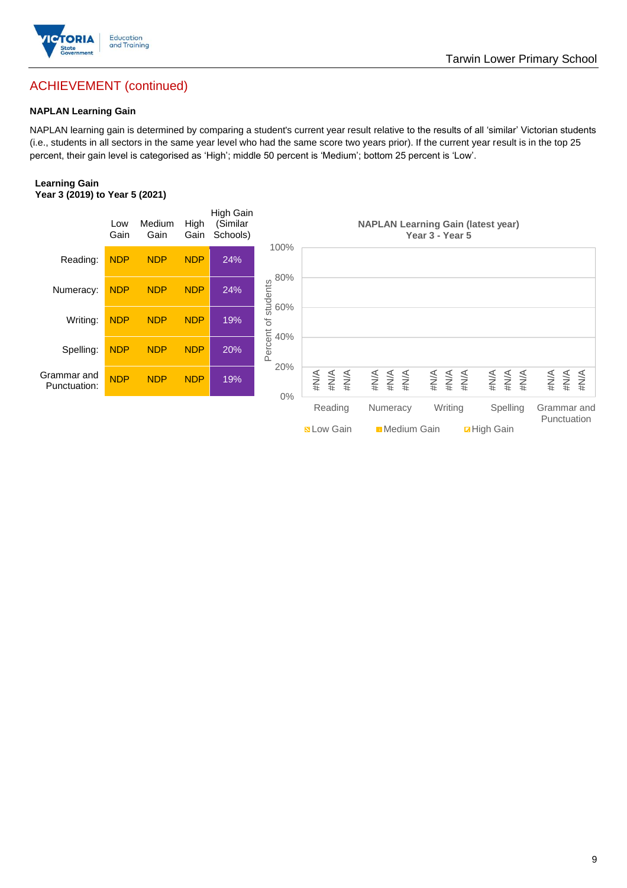## ACHIEVEMENT (continued)

**NAPLAN Learning Gain**

NAPLAN learning gain is determined by comparing a student's current year result relative to the results of all 'similar' Victorian students (i.e., students in all sectors in the same year level who had the same score two years prior). If the current year result is in the top 25 percent, their gain level is categorised as 'High'; middle 50 percent is 'Medium'; bottom 25 percent is 'Low'.

**Learning Gain**
**Year 3 (2019) to Year 5 (2021)**

| | Low Gain | Medium Gain | High Gain | High Gain (Similar Schools) |
|---|---|---|---|---|
| Reading: | NDP | NDP | NDP | 24% |
| Numeracy: | NDP | NDP | NDP | 24% |
| Writing: | NDP | NDP | NDP | 19% |
| Spelling: | NDP | NDP | NDP | 20% |
| Grammar and Punctuation: | NDP | NDP | NDP | 19% |

**NAPLAN Learning Gain (latest year)**
**Year 3 - Year 5**

| | Low Gain | Medium Gain | High Gain |
|---|---|---|---|
| Reading | #N/A | #N/A | #N/A |
| Numeracy | #N/A | #N/A | #N/A |
| Writing | #N/A | #N/A | #N/A |
| Spelling | #N/A | #N/A | #N/A |
| Grammar and Punctuation | #N/A | #N/A | #N/A |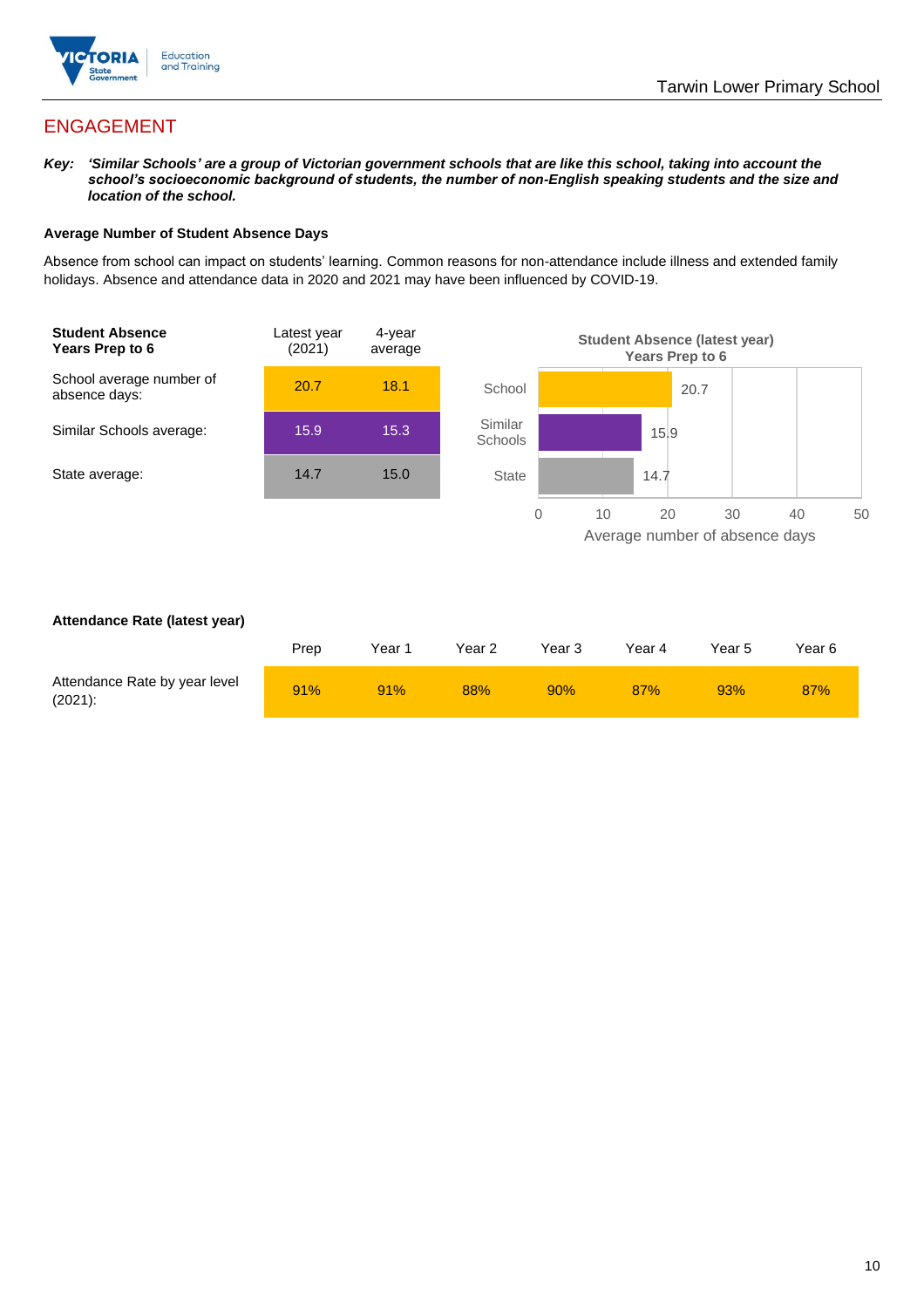## ENGAGEMENT

***Key:** 'Similar Schools' are a group of Victorian government schools that are like this school, taking into account the school's socioeconomic background of students, the number of non-English speaking students and the size and location of the school.*

**Average Number of Student Absence Days**

Absence from school can impact on students' learning. Common reasons for non-attendance include illness and extended family holidays. Absence and attendance data in 2020 and 2021 may have been influenced by COVID-19.

| **Student Absence Years Prep to 6** | Latest year (2021) | 4-year average |
|---|---|---|
| School average number of absence days: | 20.7 | 18.1 |
| Similar Schools average: | 15.9 | 15.3 |
| State average: | 14.7 | 15.0 |

**Student Absence (latest year) Years Prep to 6**

| | Average number of absence days |
|---|---|
| School | 20.7 |
| Similar Schools | 15.9 |
| State | 14.7 |

**Attendance Rate (latest year)**

| | Prep | Year 1 | Year 2 | Year 3 | Year 4 | Year 5 | Year 6 |
|---|---|---|---|---|---|---|---|
| Attendance Rate by year level (2021): | 91% | 91% | 88% | 90% | 87% | 93% | 87% |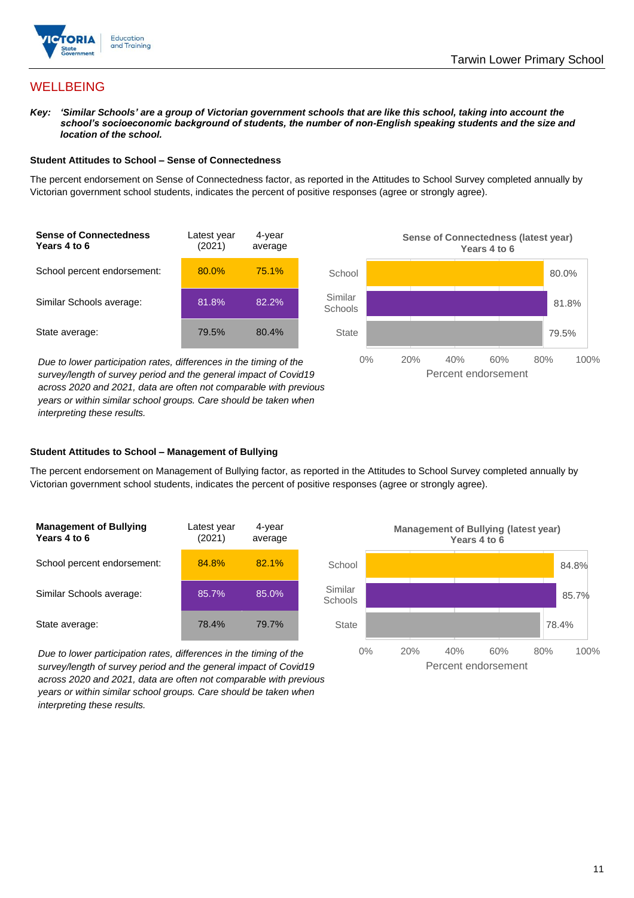## WELLBEING

***Key:** 'Similar Schools' are a group of Victorian government schools that are like this school, taking into account the school's socioeconomic background of students, the number of non-English speaking students and the size and location of the school.*

### Student Attitudes to School – Sense of Connectedness

The percent endorsement on Sense of Connectedness factor, as reported in the Attitudes to School Survey completed annually by Victorian government school students, indicates the percent of positive responses (agree or strongly agree).

| Sense of Connectedness Years 4 to 6 | Latest year (2021) | 4-year average |
|---|---|---|
| School percent endorsement: | 80.0% | 75.1% |
| Similar Schools average: | 81.8% | 82.2% |
| State average: | 79.5% | 80.4% |

*Due to lower participation rates, differences in the timing of the survey/length of survey period and the general impact of Covid19 across 2020 and 2021, data are often not comparable with previous years or within similar school groups. Care should be taken when interpreting these results.*

**Sense of Connectedness (latest year) Years 4 to 6**

| | Percent endorsement |
|---|---|
| School | 80.0% |
| Similar Schools | 81.8% |
| State | 79.5% |

### Student Attitudes to School – Management of Bullying

The percent endorsement on Management of Bullying factor, as reported in the Attitudes to School Survey completed annually by Victorian government school students, indicates the percent of positive responses (agree or strongly agree).

| Management of Bullying Years 4 to 6 | Latest year (2021) | 4-year average |
|---|---|---|
| School percent endorsement: | 84.8% | 82.1% |
| Similar Schools average: | 85.7% | 85.0% |
| State average: | 78.4% | 79.7% |

*Due to lower participation rates, differences in the timing of the survey/length of survey period and the general impact of Covid19 across 2020 and 2021, data are often not comparable with previous years or within similar school groups. Care should be taken when interpreting these results.*

**Management of Bullying (latest year) Years 4 to 6**

| | Percent endorsement |
|---|---|
| School | 84.8% |
| Similar Schools | 85.7% |
| State | 78.4% |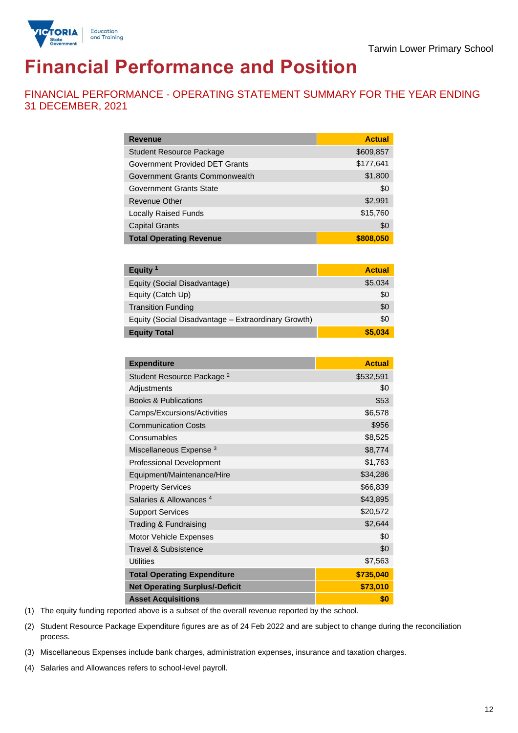Tarwin Lower Primary School

# Financial Performance and Position

## FINANCIAL PERFORMANCE - OPERATING STATEMENT SUMMARY FOR THE YEAR ENDING 31 DECEMBER, 2021

| Revenue | Actual |
|---|---|
| Student Resource Package | $609,857 |
| Government Provided DET Grants | $177,641 |
| Government Grants Commonwealth | $1,800 |
| Government Grants State | $0 |
| Revenue Other | $2,991 |
| Locally Raised Funds | $15,760 |
| Capital Grants | $0 |
| **Total Operating Revenue** | **$808,050** |

| Equity [1] | Actual |
|---|---|
| Equity (Social Disadvantage) | $5,034 |
| Equity (Catch Up) | $0 |
| Transition Funding | $0 |
| Equity (Social Disadvantage – Extraordinary Growth) | $0 |
| **Equity Total** | **$5,034** |

| Expenditure | Actual |
|---|---|
| Student Resource Package [2] | $532,591 |
| Adjustments | $0 |
| Books & Publications | $53 |
| Camps/Excursions/Activities | $6,578 |
| Communication Costs | $956 |
| Consumables | $8,525 |
| Miscellaneous Expense [3] | $8,774 |
| Professional Development | $1,763 |
| Equipment/Maintenance/Hire | $34,286 |
| Property Services | $66,839 |
| Salaries & Allowances [4] | $43,895 |
| Support Services | $20,572 |
| Trading & Fundraising | $2,644 |
| Motor Vehicle Expenses | $0 |
| Travel & Subsistence | $0 |
| Utilities | $7,563 |
| **Total Operating Expenditure** | **$735,040** |
| **Net Operating Surplus/-Deficit** | **$73,010** |
| **Asset Acquisitions** | **$0** |

(1) The equity funding reported above is a subset of the overall revenue reported by the school.

(2) Student Resource Package Expenditure figures are as of 24 Feb 2022 and are subject to change during the reconciliation process.

(3) Miscellaneous Expenses include bank charges, administration expenses, insurance and taxation charges.

(4) Salaries and Allowances refers to school-level payroll.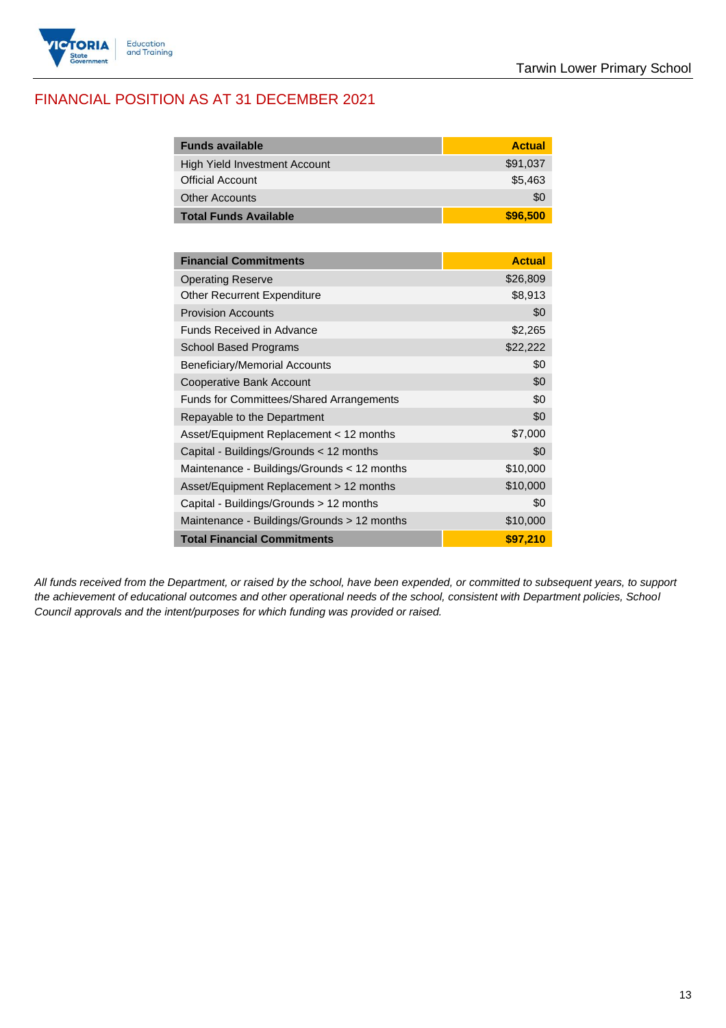## FINANCIAL POSITION AS AT 31 DECEMBER 2021

| Funds available | Actual |
|---|---|
| High Yield Investment Account | $91,037 |
| Official Account | $5,463 |
| Other Accounts | $0 |
| **Total Funds Available** | **$96,500** |

| Financial Commitments | Actual |
|---|---|
| Operating Reserve | $26,809 |
| Other Recurrent Expenditure | $8,913 |
| Provision Accounts | $0 |
| Funds Received in Advance | $2,265 |
| School Based Programs | $22,222 |
| Beneficiary/Memorial Accounts | $0 |
| Cooperative Bank Account | $0 |
| Funds for Committees/Shared Arrangements | $0 |
| Repayable to the Department | $0 |
| Asset/Equipment Replacement < 12 months | $7,000 |
| Capital - Buildings/Grounds < 12 months | $0 |
| Maintenance - Buildings/Grounds < 12 months | $10,000 |
| Asset/Equipment Replacement > 12 months | $10,000 |
| Capital - Buildings/Grounds > 12 months | $0 |
| Maintenance - Buildings/Grounds > 12 months | $10,000 |
| **Total Financial Commitments** | **$97,210** |

*All funds received from the Department, or raised by the school, have been expended, or committed to subsequent years, to support the achievement of educational outcomes and other operational needs of the school, consistent with Department policies, School Council approvals and the intent/purposes for which funding was provided or raised.*